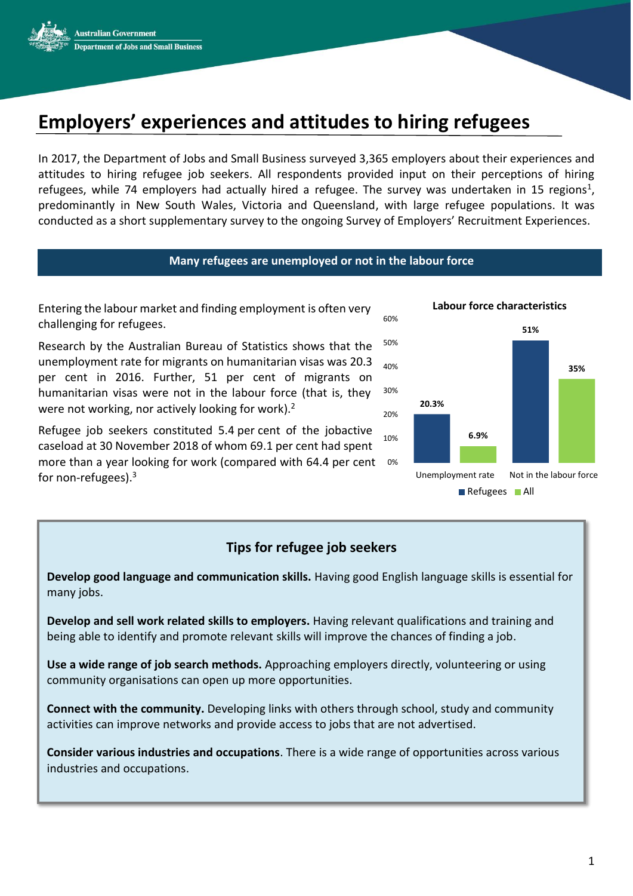# Employers' experiences and attitudes to hiring refugees

In 2017, the Department of Jobs and Small Business surveyed 3,365 employers about their experiences and attitudes to hiring refugee job seekers. All respondents provided input on their perceptions of hiring refugees, while 74 employers had actually hired a refugee. The survey was undertaken in 15 regions[1], predominantly in New South Wales, Victoria and Queensland, with large refugee populations. It was conducted as a short supplementary survey to the ongoing Survey of Employers' Recruitment Experiences.

## Many refugees are unemployed or not in the labour force

Entering the labour market and finding employment is often very challenging for refugees.

Research by the Australian Bureau of Statistics shows that the unemployment rate for migrants on humanitarian visas was 20.3 per cent in 2016. Further, 51 per cent of migrants on humanitarian visas were not in the labour force (that is, they were not working, nor actively looking for work).[2]

Refugee job seekers constituted 5.4 per cent of the jobactive caseload at 30 November 2018 of whom 69.1 per cent had spent more than a year looking for work (compared with 64.4 per cent for non-refugees).[3]

**Labour force characteristics**

| | Refugees | All |
|---|---|---|
| Unemployment rate | 20.3% | 6.9% |
| Not in the labour force | 51% | 35% |

### Tips for refugee job seekers

**Develop good language and communication skills.** Having good English language skills is essential for many jobs.

**Develop and sell work related skills to employers.** Having relevant qualifications and training and being able to identify and promote relevant skills will improve the chances of finding a job.

**Use a wide range of job search methods.** Approaching employers directly, volunteering or using community organisations can open up more opportunities.

**Connect with the community.** Developing links with others through school, study and community activities can improve networks and provide access to jobs that are not advertised.

**Consider various industries and occupations**. There is a wide range of opportunities across various industries and occupations.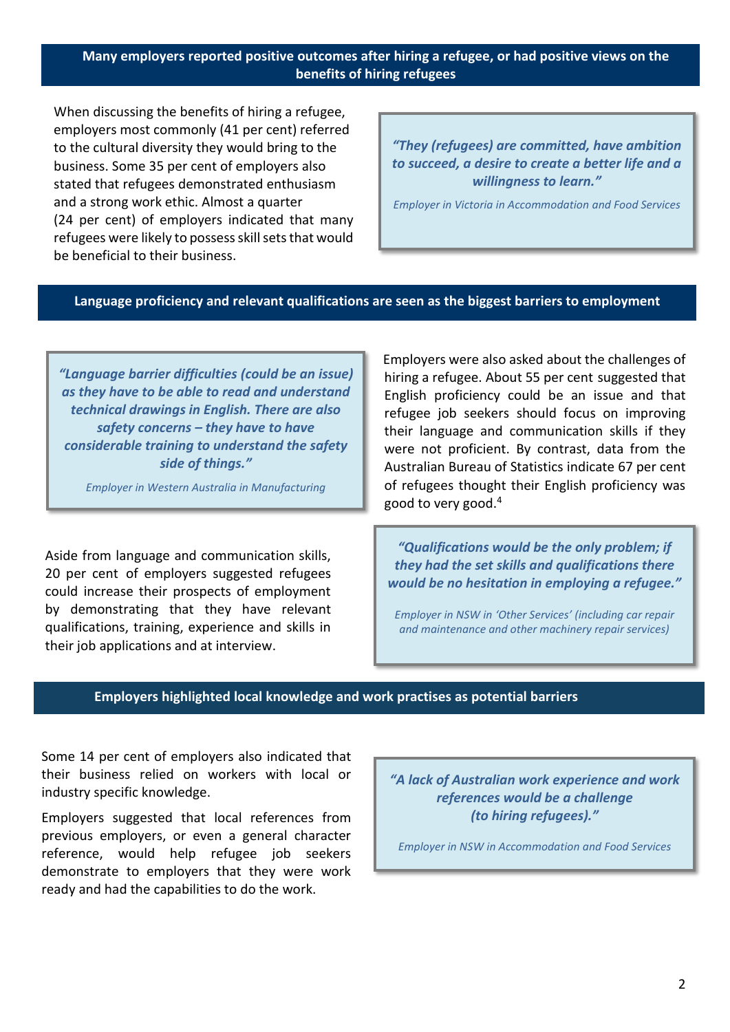## Many employers reported positive outcomes after hiring a refugee, or had positive views on the benefits of hiring refugees

When discussing the benefits of hiring a refugee, employers most commonly (41 per cent) referred to the cultural diversity they would bring to the business. Some 35 per cent of employers also stated that refugees demonstrated enthusiasm and a strong work ethic. Almost a quarter (24 per cent) of employers indicated that many refugees were likely to possess skill sets that would be beneficial to their business.

> ***"They (refugees) are committed, have ambition to succeed, a desire to create a better life and a willingness to learn."***
>
> *Employer in Victoria in Accommodation and Food Services*

## Language proficiency and relevant qualifications are seen as the biggest barriers to employment

> ***"Language barrier difficulties (could be an issue) as they have to be able to read and understand technical drawings in English. There are also safety concerns – they have to have considerable training to understand the safety side of things."***
>
> *Employer in Western Australia in Manufacturing*

Employers were also asked about the challenges of hiring a refugee. About 55 per cent suggested that English proficiency could be an issue and that refugee job seekers should focus on improving their language and communication skills if they were not proficient. By contrast, data from the Australian Bureau of Statistics indicate 67 per cent of refugees thought their English proficiency was good to very good.[4]

Aside from language and communication skills, 20 per cent of employers suggested refugees could increase their prospects of employment by demonstrating that they have relevant qualifications, training, experience and skills in their job applications and at interview.

> ***"Qualifications would be the only problem; if they had the set skills and qualifications there would be no hesitation in employing a refugee."***
>
> *Employer in NSW in 'Other Services' (including car repair and maintenance and other machinery repair services)*

## Employers highlighted local knowledge and work practises as potential barriers

Some 14 per cent of employers also indicated that their business relied on workers with local or industry specific knowledge.

Employers suggested that local references from previous employers, or even a general character reference, would help refugee job seekers demonstrate to employers that they were work ready and had the capabilities to do the work.

> ***"A lack of Australian work experience and work references would be a challenge (to hiring refugees)."***
>
> *Employer in NSW in Accommodation and Food Services*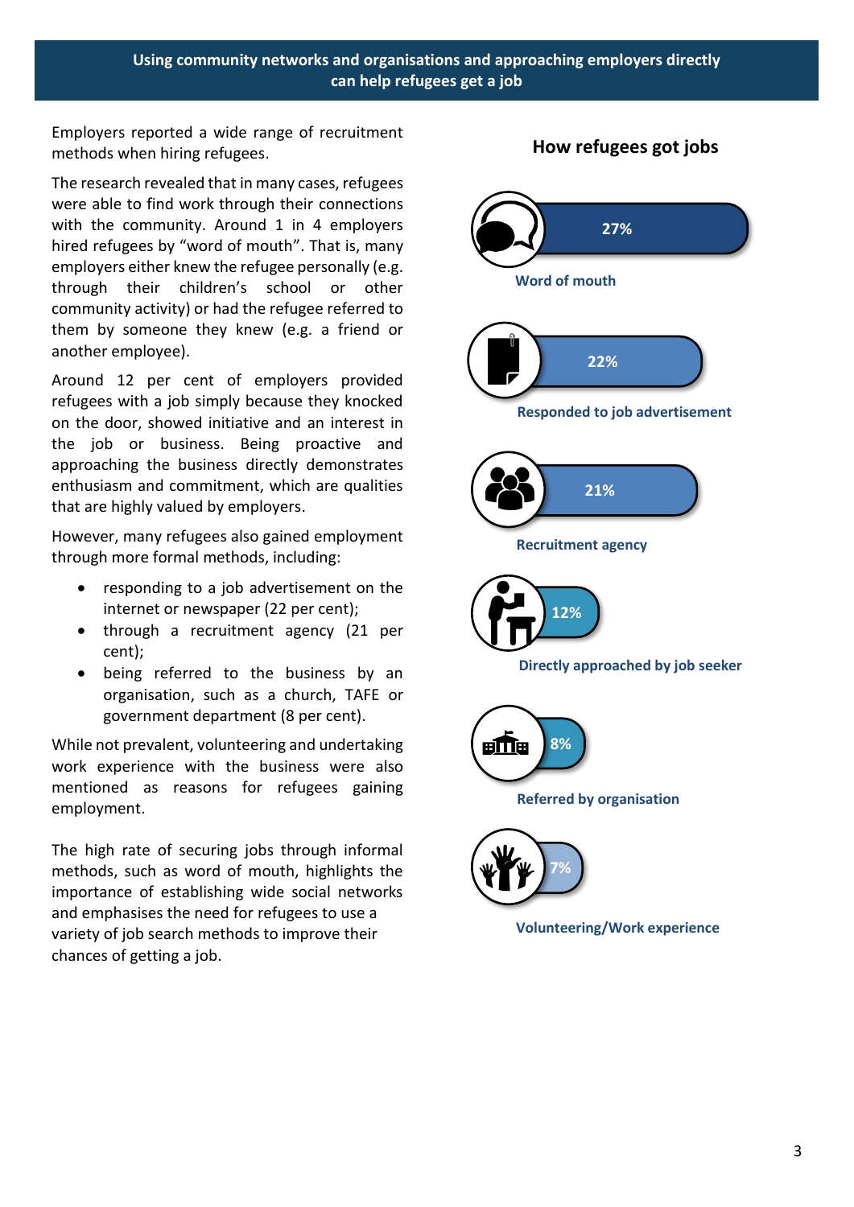## Using community networks and organisations and approaching employers directly can help refugees get a job

Employers reported a wide range of recruitment methods when hiring refugees.

The research revealed that in many cases, refugees were able to find work through their connections with the community. Around 1 in 4 employers hired refugees by "word of mouth". That is, many employers either knew the refugee personally (e.g. through their children's school or other community activity) or had the refugee referred to them by someone they knew (e.g. a friend or another employee).

Around 12 per cent of employers provided refugees with a job simply because they knocked on the door, showed initiative and an interest in the job or business. Being proactive and approaching the business directly demonstrates enthusiasm and commitment, which are qualities that are highly valued by employers.

However, many refugees also gained employment through more formal methods, including:

- responding to a job advertisement on the internet or newspaper (22 per cent);
- through a recruitment agency (21 per cent);
- being referred to the business by an organisation, such as a church, TAFE or government department (8 per cent).

While not prevalent, volunteering and undertaking work experience with the business were also mentioned as reasons for refugees gaining employment.

The high rate of securing jobs through informal methods, such as word of mouth, highlights the importance of establishing wide social networks and emphasises the need for refugees to use a variety of job search methods to improve their chances of getting a job.

### How refugees got jobs

| Method | Percentage |
|---|---|
| Word of mouth | 27% |
| Responded to job advertisement | 22% |
| Recruitment agency | 21% |
| Directly approached by job seeker | 12% |
| Referred by organisation | 8% |
| Volunteering/Work experience | 7% |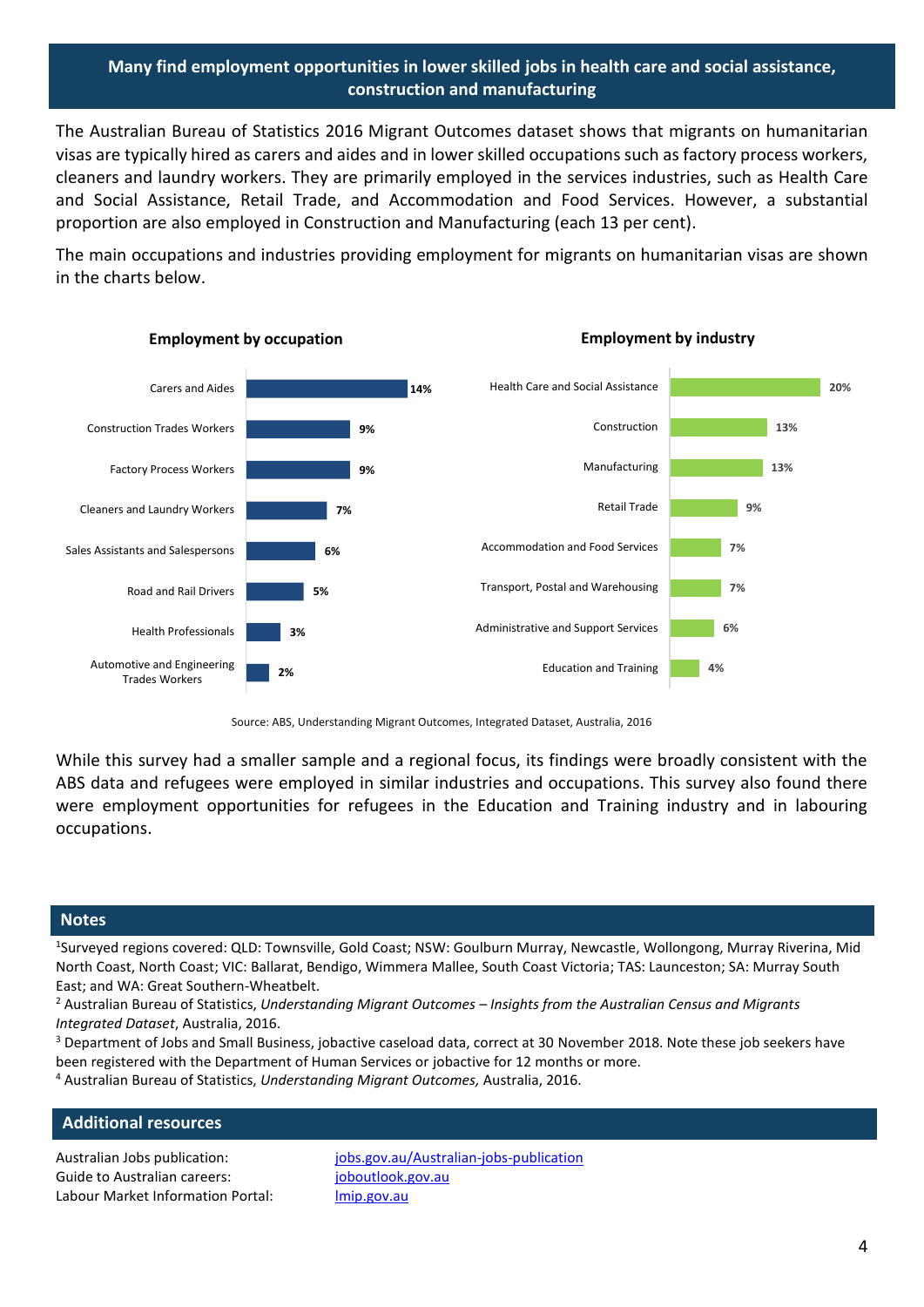## Many find employment opportunities in lower skilled jobs in health care and social assistance, construction and manufacturing

The Australian Bureau of Statistics 2016 Migrant Outcomes dataset shows that migrants on humanitarian visas are typically hired as carers and aides and in lower skilled occupations such as factory process workers, cleaners and laundry workers. They are primarily employed in the services industries, such as Health Care and Social Assistance, Retail Trade, and Accommodation and Food Services. However, a substantial proportion are also employed in Construction and Manufacturing (each 13 per cent).

The main occupations and industries providing employment for migrants on humanitarian visas are shown in the charts below.

**Employment by occupation**

Carers and Aides 14%
Construction Trades Workers 9%
Factory Process Workers 9%
Cleaners and Laundry Workers 7%
Sales Assistants and Salespersons 6%
Road and Rail Drivers 5%
Health Professionals 3%
Automotive and Engineering Trades Workers 2%

**Employment by industry**

Health Care and Social Assistance 20%
Construction 13%
Manufacturing 13%
Retail Trade 9%
Accommodation and Food Services 7%
Transport, Postal and Warehousing 7%
Administrative and Support Services 6%
Education and Training 4%

Source: ABS, Understanding Migrant Outcomes, Integrated Dataset, Australia, 2016

While this survey had a smaller sample and a regional focus, its findings were broadly consistent with the ABS data and refugees were employed in similar industries and occupations. This survey also found there were employment opportunities for refugees in the Education and Training industry and in labouring occupations.

## Notes

[1] Surveyed regions covered: QLD: Townsville, Gold Coast; NSW: Goulburn Murray, Newcastle, Wollongong, Murray Riverina, Mid North Coast, North Coast; VIC: Ballarat, Bendigo, Wimmera Mallee, South Coast Victoria; TAS: Launceston; SA: Murray South East; and WA: Great Southern-Wheatbelt.

[2] Australian Bureau of Statistics, *Understanding Migrant Outcomes – Insights from the Australian Census and Migrants Integrated Dataset*, Australia, 2016.

[3] Department of Jobs and Small Business, jobactive caseload data, correct at 30 November 2018. Note these job seekers have been registered with the Department of Human Services or jobactive for 12 months or more.

[4] Australian Bureau of Statistics, *Understanding Migrant Outcomes,* Australia, 2016.

## Additional resources

Australian Jobs publication: jobs.gov.au/Australian-jobs-publication
Guide to Australian careers: joboutlook.gov.au
Labour Market Information Portal: lmip.gov.au